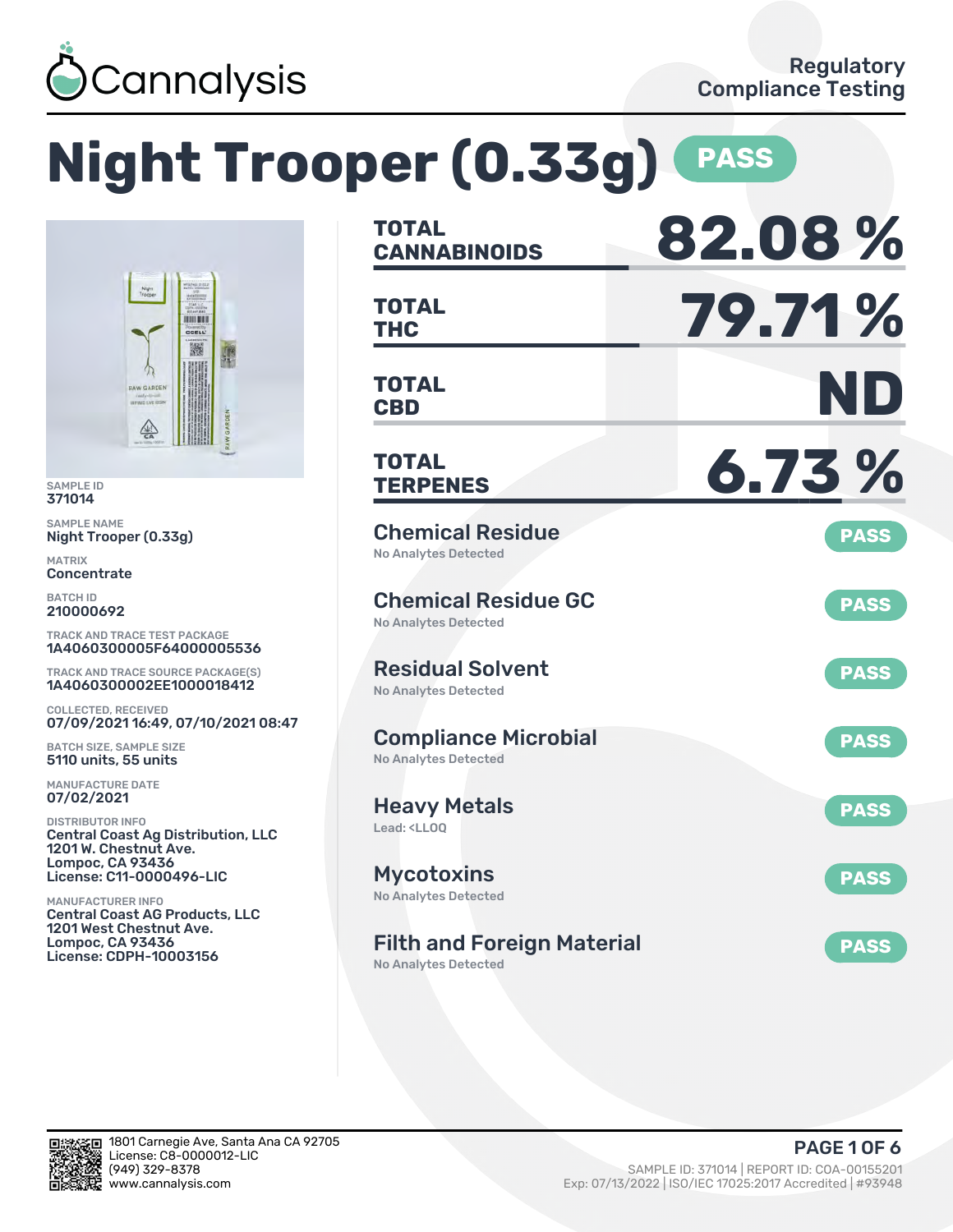Cannalysis

Regulatory Compliance Testing

# Night Trooper (0.33g) PASS

SAMPLE ID
371014

SAMPLE NAME
Night Trooper (0.33g)

MATRIX
Concentrate

BATCH ID
210000692

TRACK AND TRACE TEST PACKAGE
1A4060300005F64000005536

TRACK AND TRACE SOURCE PACKAGE(S)
1A4060300002EE1000018412

COLLECTED, RECEIVED
07/09/2021 16:49, 07/10/2021 08:47

BATCH SIZE, SAMPLE SIZE
5110 units, 55 units

MANUFACTURE DATE
07/02/2021

DISTRIBUTOR INFO
Central Coast Ag Distribution, LLC
1201 W. Chestnut Ave.
Lompoc, CA 93436
License: C11-0000496-LIC

MANUFACTURER INFO
Central Coast AG Products, LLC
1201 West Chestnut Ave.
Lompoc, CA 93436
License: CDPH-10003156

| | |
|---|---|
| **TOTAL CANNABINOIDS** | **82.08 %** |
| **TOTAL THC** | **79.71 %** |
| **TOTAL CBD** | **ND** |
| **TOTAL TERPENES** | **6.73 %** |

| Test | Result | Status |
|---|---|---|
| Chemical Residue | No Analytes Detected | PASS |
| Chemical Residue GC | No Analytes Detected | PASS |
| Residual Solvent | No Analytes Detected | PASS |
| Compliance Microbial | No Analytes Detected | PASS |
| Heavy Metals | Lead: <LLOQ | PASS |
| Mycotoxins | No Analytes Detected | PASS |
| Filth and Foreign Material | No Analytes Detected | PASS |

1801 Carnegie Ave, Santa Ana CA 92705
License: C8-0000012-LIC
(949) 329-8378
www.cannalysis.com

SAMPLE ID: 371014 | REPORT ID: COA-00155201
Exp: 07/13/2022 | ISO/IEC 17025:2017 Accredited | #93948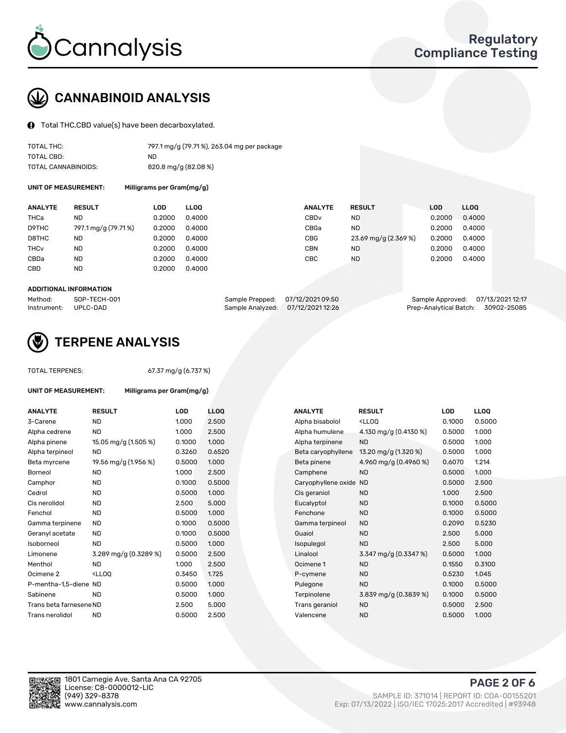# CANNABINOID ANALYSIS

Total THC,CBD value(s) have been decarboxylated.

| | |
|---|---|
| TOTAL THC: | 797.1 mg/g (79.71 %), 263.04 mg per package |
| TOTAL CBD: | ND |
| TOTAL CANNABINOIDS: | 820.8 mg/g (82.08 %) |

**UNIT OF MEASUREMENT:** Milligrams per Gram(mg/g)

| ANALYTE | RESULT | LOD | LLOQ | ANALYTE | RESULT | LOD | LLOQ |
|---|---|---|---|---|---|---|---|
| THCa | ND | 0.2000 | 0.4000 | CBDv | ND | 0.2000 | 0.4000 |
| D9THC | 797.1 mg/g (79.71 %) | 0.2000 | 0.4000 | CBGa | ND | 0.2000 | 0.4000 |
| D8THC | ND | 0.2000 | 0.4000 | CBG | 23.69 mg/g (2.369 %) | 0.2000 | 0.4000 |
| THCv | ND | 0.2000 | 0.4000 | CBN | ND | 0.2000 | 0.4000 |
| CBDa | ND | 0.2000 | 0.4000 | CBC | ND | 0.2000 | 0.4000 |
| CBD | ND | 0.2000 | 0.4000 | | | | |

**ADDITIONAL INFORMATION**

| | | | | | |
|---|---|---|---|---|---|
| Method: | SOP-TECH-001 | Sample Prepped: | 07/12/2021 09:50 | Sample Approved: | 07/13/2021 12:17 |
| Instrument: | UPLC-DAD | Sample Analyzed: | 07/12/2021 12:26 | Prep-Analytical Batch: | 30902-25085 |

# TERPENE ANALYSIS

TOTAL TERPENES: 67.37 mg/g (6.737 %)

**UNIT OF MEASUREMENT:** Milligrams per Gram(mg/g)

| ANALYTE | RESULT | LOD | LLOQ | ANALYTE | RESULT | LOD | LLOQ |
|---|---|---|---|---|---|---|---|
| 3-Carene | ND | 1.000 | 2.500 | Alpha bisabolol | <LLOQ | 0.1000 | 0.5000 |
| Alpha cedrene | ND | 1.000 | 2.500 | Alpha humulene | 4.130 mg/g (0.4130 %) | 0.5000 | 1.000 |
| Alpha pinene | 15.05 mg/g (1.505 %) | 0.1000 | 1.000 | Alpha terpinene | ND | 0.5000 | 1.000 |
| Alpha terpineol | ND | 0.3260 | 0.6520 | Beta caryophyllene | 13.20 mg/g (1.320 %) | 0.5000 | 1.000 |
| Beta myrcene | 19.56 mg/g (1.956 %) | 0.5000 | 1.000 | Beta pinene | 4.960 mg/g (0.4960 %) | 0.6070 | 1.214 |
| Borneol | ND | 1.000 | 2.500 | Camphene | ND | 0.5000 | 1.000 |
| Camphor | ND | 0.1000 | 0.5000 | Caryophyllene oxide | ND | 0.5000 | 2.500 |
| Cedrol | ND | 0.5000 | 1.000 | Cis geraniol | ND | 1.000 | 2.500 |
| Cis nerolidol | ND | 2.500 | 5.000 | Eucalyptol | ND | 0.1000 | 0.5000 |
| Fenchol | ND | 0.5000 | 1.000 | Fenchone | ND | 0.1000 | 0.5000 |
| Gamma terpinene | ND | 0.1000 | 0.5000 | Gamma terpineol | ND | 0.2090 | 0.5230 |
| Geranyl acetate | ND | 0.1000 | 0.5000 | Guaiol | ND | 2.500 | 5.000 |
| Isoborneol | ND | 0.5000 | 1.000 | Isopulegol | ND | 2.500 | 5.000 |
| Limonene | 3.289 mg/g (0.3289 %) | 0.5000 | 2.500 | Linalool | 3.347 mg/g (0.3347 %) | 0.5000 | 1.000 |
| Menthol | ND | 1.000 | 2.500 | Ocimene 1 | ND | 0.1550 | 0.3100 |
| Ocimene 2 | <LLOQ | 0.3450 | 1.725 | P-cymene | ND | 0.5230 | 1.045 |
| P-mentha-1,5-diene | ND | 0.5000 | 1.000 | Pulegone | ND | 0.1000 | 0.5000 |
| Sabinene | ND | 0.5000 | 1.000 | Terpinolene | 3.839 mg/g (0.3839 %) | 0.1000 | 0.5000 |
| Trans beta farnesene | ND | 2.500 | 5.000 | Trans geraniol | ND | 0.5000 | 2.500 |
| Trans nerolidol | ND | 0.5000 | 2.500 | Valencene | ND | 0.5000 | 1.000 |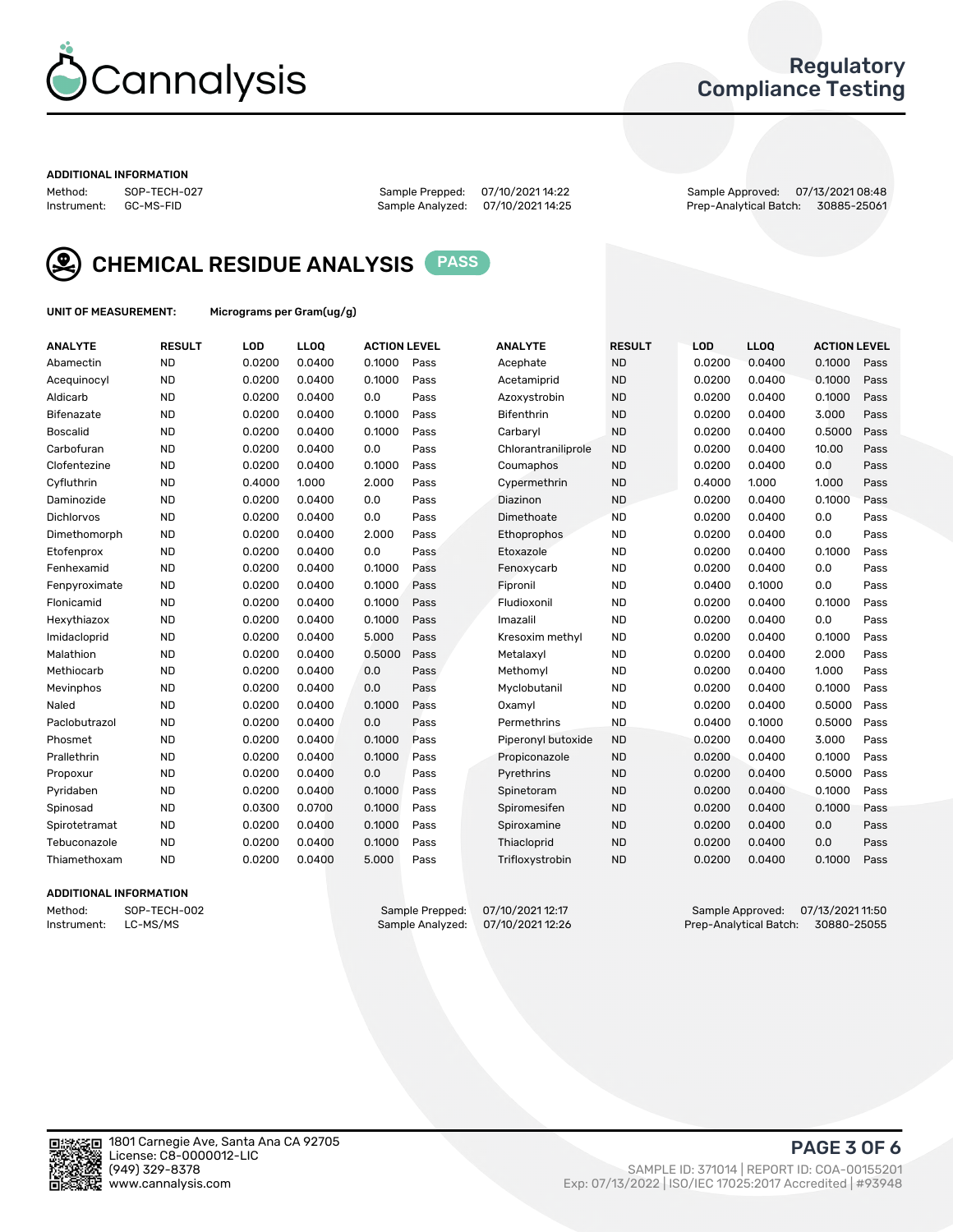Regulatory Compliance Testing

ADDITIONAL INFORMATION

Method: SOP-TECH-027    Sample Prepped: 07/10/2021 14:22    Sample Approved: 07/13/2021 08:48
Instrument: GC-MS-FID    Sample Analyzed: 07/10/2021 14:25    Prep-Analytical Batch: 30885-25061

## CHEMICAL RESIDUE ANALYSIS PASS

UNIT OF MEASUREMENT: Micrograms per Gram(ug/g)

| ANALYTE | RESULT | LOD | LLOQ | ACTION LEVEL | | ANALYTE | RESULT | LOD | LLOQ | ACTION LEVEL | |
|---|---|---|---|---|---|---|---|---|---|---|---|
| Abamectin | ND | 0.0200 | 0.0400 | 0.1000 | Pass | Acephate | ND | 0.0200 | 0.0400 | 0.1000 | Pass |
| Acequinocyl | ND | 0.0200 | 0.0400 | 0.1000 | Pass | Acetamiprid | ND | 0.0200 | 0.0400 | 0.1000 | Pass |
| Aldicarb | ND | 0.0200 | 0.0400 | 0.0 | Pass | Azoxystrobin | ND | 0.0200 | 0.0400 | 0.1000 | Pass |
| Bifenazate | ND | 0.0200 | 0.0400 | 0.1000 | Pass | Bifenthrin | ND | 0.0200 | 0.0400 | 3.000 | Pass |
| Boscalid | ND | 0.0200 | 0.0400 | 0.1000 | Pass | Carbaryl | ND | 0.0200 | 0.0400 | 0.5000 | Pass |
| Carbofuran | ND | 0.0200 | 0.0400 | 0.0 | Pass | Chlorantraniliprole | ND | 0.0200 | 0.0400 | 10.00 | Pass |
| Clofentezine | ND | 0.0200 | 0.0400 | 0.1000 | Pass | Coumaphos | ND | 0.0200 | 0.0400 | 0.0 | Pass |
| Cyfluthrin | ND | 0.4000 | 1.000 | 2.000 | Pass | Cypermethrin | ND | 0.4000 | 1.000 | 1.000 | Pass |
| Daminozide | ND | 0.0200 | 0.0400 | 0.0 | Pass | Diazinon | ND | 0.0200 | 0.0400 | 0.1000 | Pass |
| Dichlorvos | ND | 0.0200 | 0.0400 | 0.0 | Pass | Dimethoate | ND | 0.0200 | 0.0400 | 0.0 | Pass |
| Dimethomorph | ND | 0.0200 | 0.0400 | 2.000 | Pass | Ethoprophos | ND | 0.0200 | 0.0400 | 0.0 | Pass |
| Etofenprox | ND | 0.0200 | 0.0400 | 0.0 | Pass | Etoxazole | ND | 0.0200 | 0.0400 | 0.1000 | Pass |
| Fenhexamid | ND | 0.0200 | 0.0400 | 0.1000 | Pass | Fenoxycarb | ND | 0.0200 | 0.0400 | 0.0 | Pass |
| Fenpyroximate | ND | 0.0200 | 0.0400 | 0.1000 | Pass | Fipronil | ND | 0.0400 | 0.1000 | 0.0 | Pass |
| Flonicamid | ND | 0.0200 | 0.0400 | 0.1000 | Pass | Fludioxonil | ND | 0.0200 | 0.0400 | 0.1000 | Pass |
| Hexythiazox | ND | 0.0200 | 0.0400 | 0.1000 | Pass | Imazalil | ND | 0.0200 | 0.0400 | 0.0 | Pass |
| Imidacloprid | ND | 0.0200 | 0.0400 | 5.000 | Pass | Kresoxim methyl | ND | 0.0200 | 0.0400 | 0.1000 | Pass |
| Malathion | ND | 0.0200 | 0.0400 | 0.5000 | Pass | Metalaxyl | ND | 0.0200 | 0.0400 | 2.000 | Pass |
| Methiocarb | ND | 0.0200 | 0.0400 | 0.0 | Pass | Methomyl | ND | 0.0200 | 0.0400 | 1.000 | Pass |
| Mevinphos | ND | 0.0200 | 0.0400 | 0.0 | Pass | Myclobutanil | ND | 0.0200 | 0.0400 | 0.1000 | Pass |
| Naled | ND | 0.0200 | 0.0400 | 0.1000 | Pass | Oxamyl | ND | 0.0200 | 0.0400 | 0.5000 | Pass |
| Paclobutrazol | ND | 0.0200 | 0.0400 | 0.0 | Pass | Permethrins | ND | 0.0400 | 0.1000 | 0.5000 | Pass |
| Phosmet | ND | 0.0200 | 0.0400 | 0.1000 | Pass | Piperonyl butoxide | ND | 0.0200 | 0.0400 | 3.000 | Pass |
| Prallethrin | ND | 0.0200 | 0.0400 | 0.1000 | Pass | Propiconazole | ND | 0.0200 | 0.0400 | 0.1000 | Pass |
| Propoxur | ND | 0.0200 | 0.0400 | 0.0 | Pass | Pyrethrins | ND | 0.0200 | 0.0400 | 0.5000 | Pass |
| Pyridaben | ND | 0.0200 | 0.0400 | 0.1000 | Pass | Spinetoram | ND | 0.0200 | 0.0400 | 0.1000 | Pass |
| Spinosad | ND | 0.0300 | 0.0700 | 0.1000 | Pass | Spiromesifen | ND | 0.0200 | 0.0400 | 0.1000 | Pass |
| Spirotetramat | ND | 0.0200 | 0.0400 | 0.1000 | Pass | Spiroxamine | ND | 0.0200 | 0.0400 | 0.0 | Pass |
| Tebuconazole | ND | 0.0200 | 0.0400 | 0.1000 | Pass | Thiacloprid | ND | 0.0200 | 0.0400 | 0.0 | Pass |
| Thiamethoxam | ND | 0.0200 | 0.0400 | 5.000 | Pass | Trifloxystrobin | ND | 0.0200 | 0.0400 | 0.1000 | Pass |

ADDITIONAL INFORMATION

Method: SOP-TECH-002    Sample Prepped: 07/10/2021 12:17    Sample Approved: 07/13/2021 11:50
Instrument: LC-MS/MS    Sample Analyzed: 07/10/2021 12:26    Prep-Analytical Batch: 30880-25055

1801 Carnegie Ave, Santa Ana CA 92705
License: C8-0000012-LIC
(949) 329-8378
www.cannalysis.com

SAMPLE ID: 371014 | REPORT ID: COA-00155201
Exp: 07/13/2022 | ISO/IEC 17025:2017 Accredited | #93948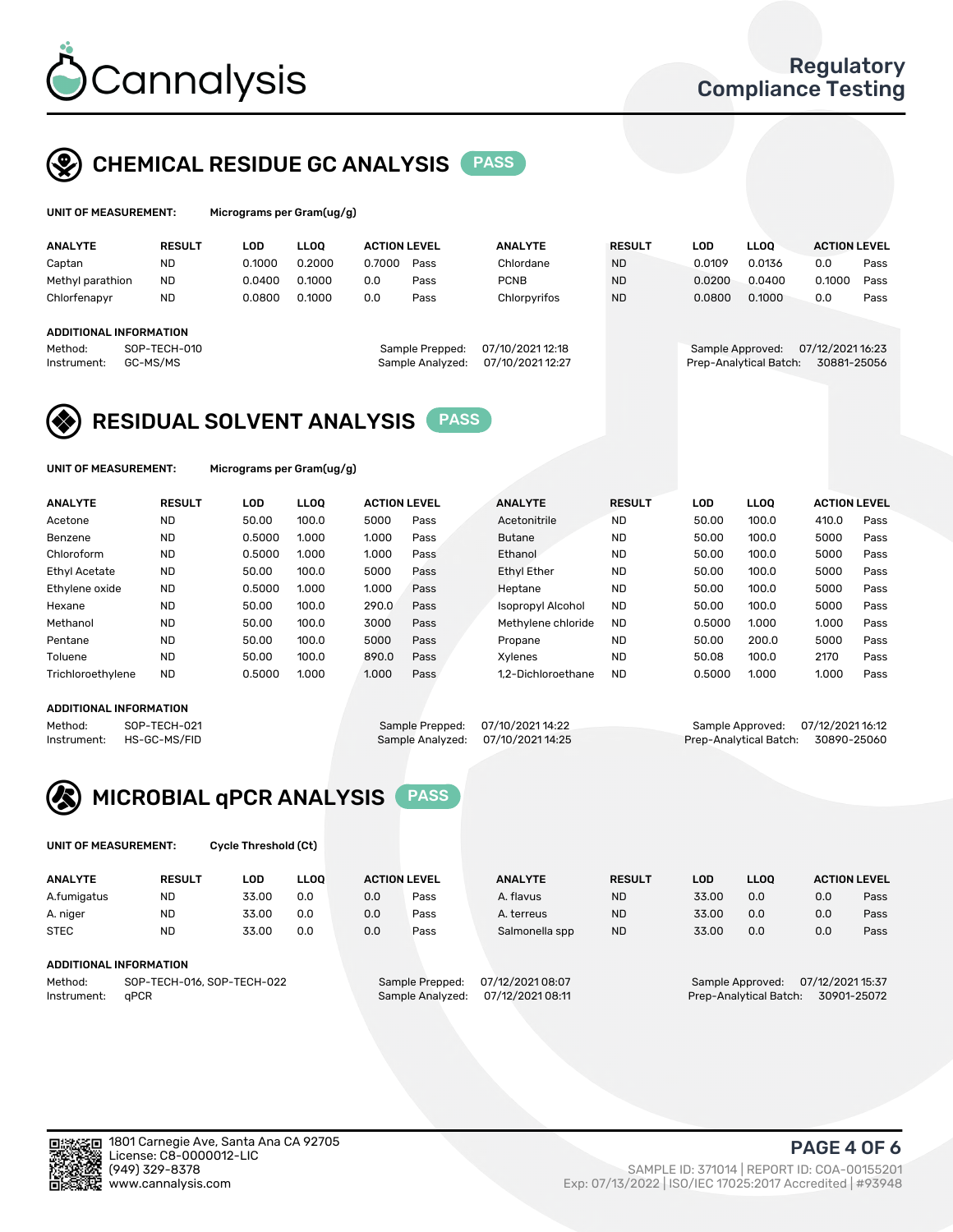Regulatory Compliance Testing

## CHEMICAL RESIDUE GC ANALYSIS PASS

**UNIT OF MEASUREMENT:** Micrograms per Gram(ug/g)

| ANALYTE | RESULT | LOD | LLOQ | ACTION LEVEL | | ANALYTE | RESULT | LOD | LLOQ | ACTION LEVEL | |
|---|---|---|---|---|---|---|---|---|---|---|---|
| Captan | ND | 0.1000 | 0.2000 | 0.7000 | Pass | Chlordane | ND | 0.0109 | 0.0136 | 0.0 | Pass |
| Methyl parathion | ND | 0.0400 | 0.1000 | 0.0 | Pass | PCNB | ND | 0.0200 | 0.0400 | 0.1000 | Pass |
| Chlorfenapyr | ND | 0.0800 | 0.1000 | 0.0 | Pass | Chlorpyrifos | ND | 0.0800 | 0.1000 | 0.0 | Pass |

**ADDITIONAL INFORMATION**

Method: SOP-TECH-010
Instrument: GC-MS/MS
Sample Prepped: 07/10/2021 12:18
Sample Analyzed: 07/10/2021 12:27
Sample Approved: 07/12/2021 16:23
Prep-Analytical Batch: 30881-25056

## RESIDUAL SOLVENT ANALYSIS PASS

**UNIT OF MEASUREMENT:** Micrograms per Gram(ug/g)

| ANALYTE | RESULT | LOD | LLOQ | ACTION LEVEL | | ANALYTE | RESULT | LOD | LLOQ | ACTION LEVEL | |
|---|---|---|---|---|---|---|---|---|---|---|---|
| Acetone | ND | 50.00 | 100.0 | 5000 | Pass | Acetonitrile | ND | 50.00 | 100.0 | 410.0 | Pass |
| Benzene | ND | 0.5000 | 1.000 | 1.000 | Pass | Butane | ND | 50.00 | 100.0 | 5000 | Pass |
| Chloroform | ND | 0.5000 | 1.000 | 1.000 | Pass | Ethanol | ND | 50.00 | 100.0 | 5000 | Pass |
| Ethyl Acetate | ND | 50.00 | 100.0 | 5000 | Pass | Ethyl Ether | ND | 50.00 | 100.0 | 5000 | Pass |
| Ethylene oxide | ND | 0.5000 | 1.000 | 1.000 | Pass | Heptane | ND | 50.00 | 100.0 | 5000 | Pass |
| Hexane | ND | 50.00 | 100.0 | 290.0 | Pass | Isopropyl Alcohol | ND | 50.00 | 100.0 | 5000 | Pass |
| Methanol | ND | 50.00 | 100.0 | 3000 | Pass | Methylene chloride | ND | 0.5000 | 1.000 | 1.000 | Pass |
| Pentane | ND | 50.00 | 100.0 | 5000 | Pass | Propane | ND | 50.00 | 200.0 | 5000 | Pass |
| Toluene | ND | 50.00 | 100.0 | 890.0 | Pass | Xylenes | ND | 50.08 | 100.0 | 2170 | Pass |
| Trichloroethylene | ND | 0.5000 | 1.000 | 1.000 | Pass | 1,2-Dichloroethane | ND | 0.5000 | 1.000 | 1.000 | Pass |

**ADDITIONAL INFORMATION**

Method: SOP-TECH-021
Instrument: HS-GC-MS/FID
Sample Prepped: 07/10/2021 14:22
Sample Analyzed: 07/10/2021 14:25
Sample Approved: 07/12/2021 16:12
Prep-Analytical Batch: 30890-25060

## MICROBIAL qPCR ANALYSIS PASS

**UNIT OF MEASUREMENT:** Cycle Threshold (Ct)

| ANALYTE | RESULT | LOD | LLOQ | ACTION LEVEL | | ANALYTE | RESULT | LOD | LLOQ | ACTION LEVEL | |
|---|---|---|---|---|---|---|---|---|---|---|---|
| A.fumigatus | ND | 33.00 | 0.0 | 0.0 | Pass | A. flavus | ND | 33.00 | 0.0 | 0.0 | Pass |
| A. niger | ND | 33.00 | 0.0 | 0.0 | Pass | A. terreus | ND | 33.00 | 0.0 | 0.0 | Pass |
| STEC | ND | 33.00 | 0.0 | 0.0 | Pass | Salmonella spp | ND | 33.00 | 0.0 | 0.0 | Pass |

**ADDITIONAL INFORMATION**

Method: SOP-TECH-016, SOP-TECH-022
Instrument: qPCR
Sample Prepped: 07/12/2021 08:07
Sample Analyzed: 07/12/2021 08:11
Sample Approved: 07/12/2021 15:37
Prep-Analytical Batch: 30901-25072

1801 Carnegie Ave, Santa Ana CA 92705
License: C8-0000012-LIC
(949) 329-8378
www.cannalysis.com

SAMPLE ID: 371014 | REPORT ID: COA-00155201
Exp: 07/13/2022 | ISO/IEC 17025:2017 Accredited | #93948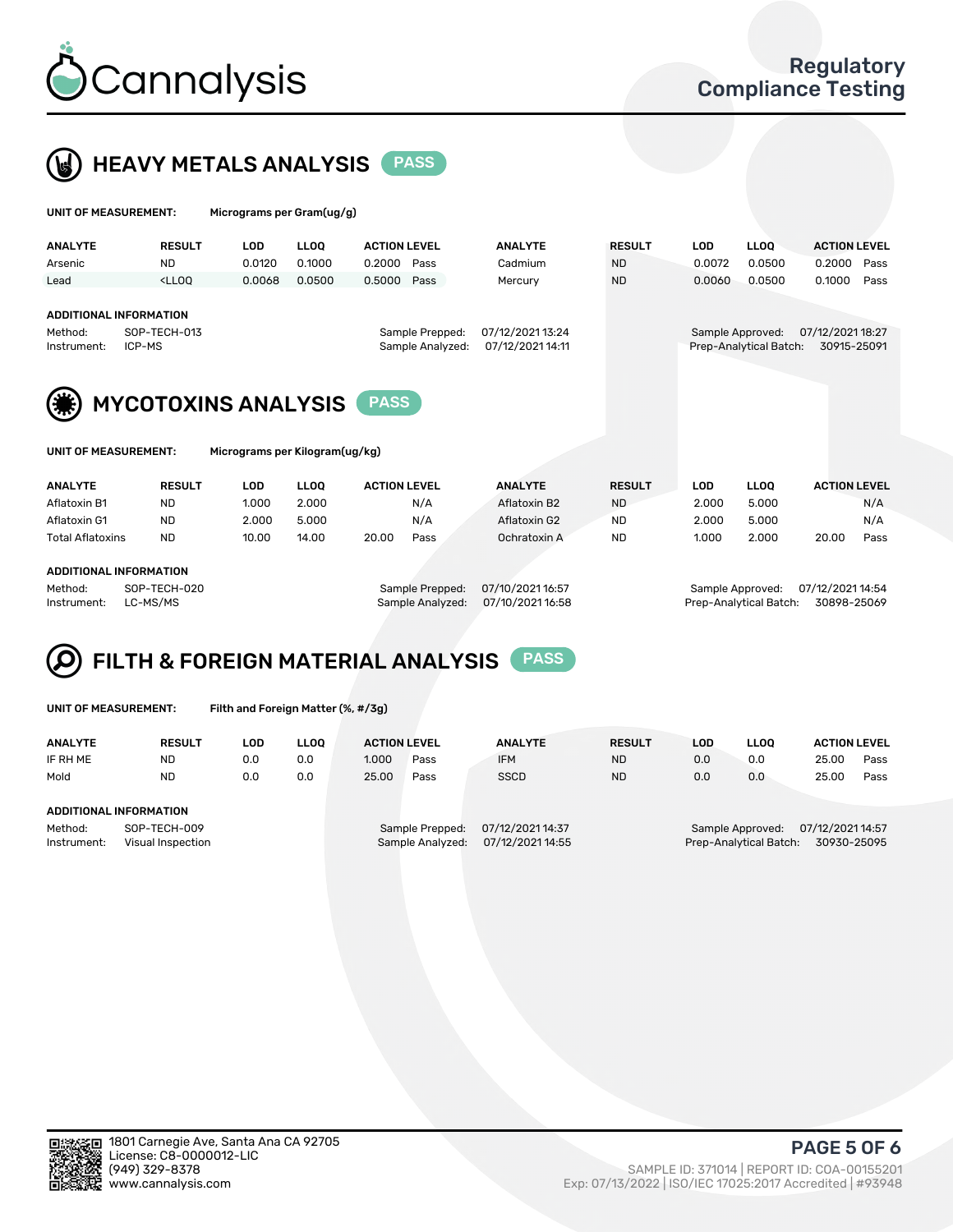# Cannalysis

## Regulatory Compliance Testing

## HEAVY METALS ANALYSIS PASS

**UNIT OF MEASUREMENT:** Micrograms per Gram(ug/g)

| ANALYTE | RESULT | LOD | LLOQ | ACTION LEVEL | | ANALYTE | RESULT | LOD | LLOQ | ACTION LEVEL | |
|---|---|---|---|---|---|---|---|---|---|---|---|
| Arsenic | ND | 0.0120 | 0.1000 | 0.2000 | Pass | Cadmium | ND | 0.0072 | 0.0500 | 0.2000 | Pass |
| Lead | <LLOQ | 0.0068 | 0.0500 | 0.5000 | Pass | Mercury | ND | 0.0060 | 0.0500 | 0.1000 | Pass |

**ADDITIONAL INFORMATION**

Method: SOP-TECH-013
Instrument: ICP-MS
Sample Prepped: 07/12/2021 13:24
Sample Analyzed: 07/12/2021 14:11
Sample Approved: 07/12/2021 18:27
Prep-Analytical Batch: 30915-25091

## MYCOTOXINS ANALYSIS PASS

**UNIT OF MEASUREMENT:** Micrograms per Kilogram(ug/kg)

| ANALYTE | RESULT | LOD | LLOQ | ACTION LEVEL | | ANALYTE | RESULT | LOD | LLOQ | ACTION LEVEL | |
|---|---|---|---|---|---|---|---|---|---|---|---|
| Aflatoxin B1 | ND | 1.000 | 2.000 | | N/A | Aflatoxin B2 | ND | 2.000 | 5.000 | | N/A |
| Aflatoxin G1 | ND | 2.000 | 5.000 | | N/A | Aflatoxin G2 | ND | 2.000 | 5.000 | | N/A |
| Total Aflatoxins | ND | 10.00 | 14.00 | 20.00 | Pass | Ochratoxin A | ND | 1.000 | 2.000 | 20.00 | Pass |

**ADDITIONAL INFORMATION**

Method: SOP-TECH-020
Instrument: LC-MS/MS
Sample Prepped: 07/10/2021 16:57
Sample Analyzed: 07/10/2021 16:58
Sample Approved: 07/12/2021 14:54
Prep-Analytical Batch: 30898-25069

## FILTH & FOREIGN MATERIAL ANALYSIS PASS

**UNIT OF MEASUREMENT:** Filth and Foreign Matter (%, #/3g)

| ANALYTE | RESULT | LOD | LLOQ | ACTION LEVEL | | ANALYTE | RESULT | LOD | LLOQ | ACTION LEVEL | |
|---|---|---|---|---|---|---|---|---|---|---|---|
| IF RH ME | ND | 0.0 | 0.0 | 1.000 | Pass | IFM | ND | 0.0 | 0.0 | 25.00 | Pass |
| Mold | ND | 0.0 | 0.0 | 25.00 | Pass | SSCD | ND | 0.0 | 0.0 | 25.00 | Pass |

**ADDITIONAL INFORMATION**

Method: SOP-TECH-009
Instrument: Visual Inspection
Sample Prepped: 07/12/2021 14:37
Sample Analyzed: 07/12/2021 14:55
Sample Approved: 07/12/2021 14:57
Prep-Analytical Batch: 30930-25095

1801 Carnegie Ave, Santa Ana CA 92705
License: C8-0000012-LIC
(949) 329-8378
www.cannalysis.com

SAMPLE ID: 371014 | REPORT ID: COA-00155201
Exp: 07/13/2022 | ISO/IEC 17025:2017 Accredited | #93948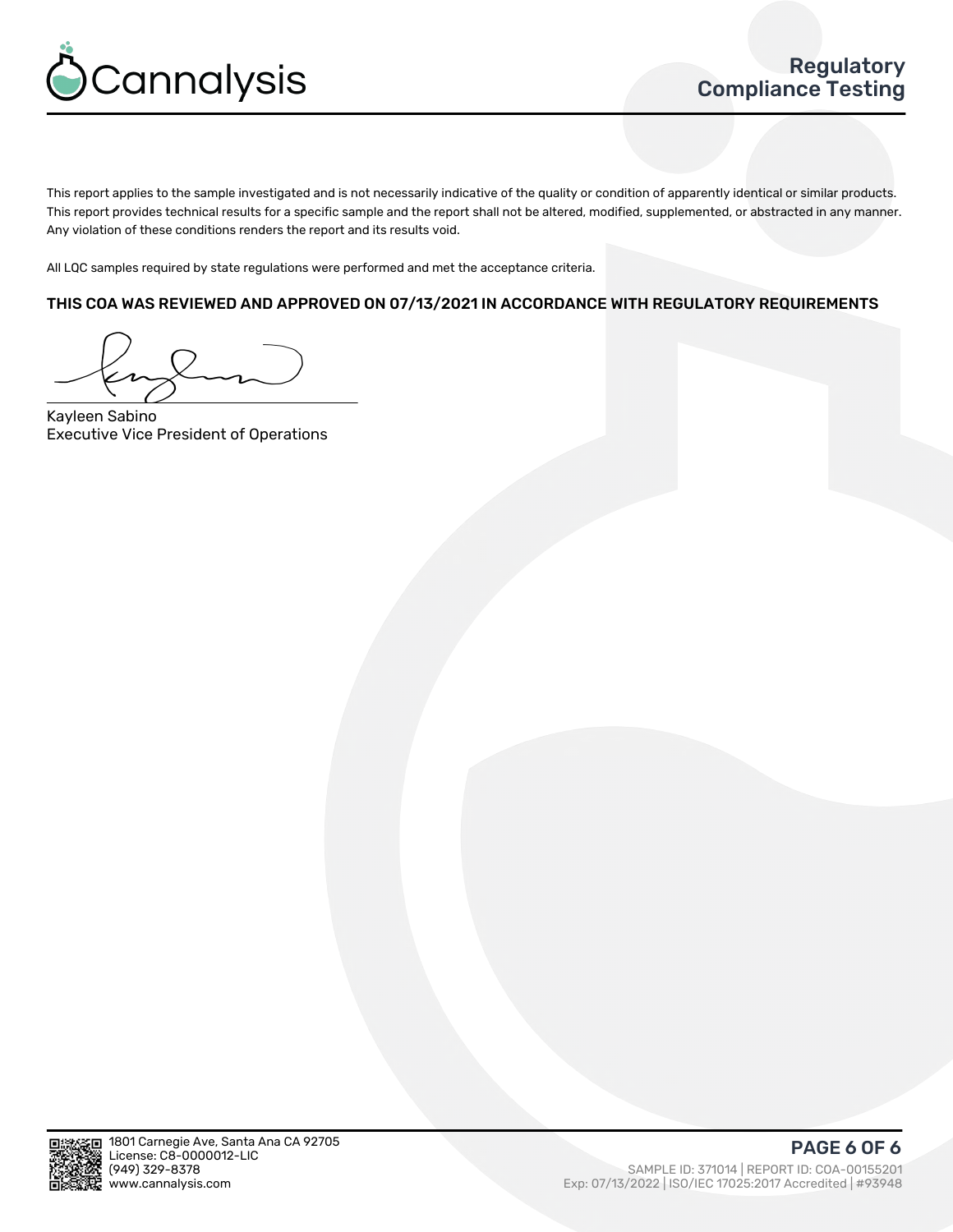This report applies to the sample investigated and is not necessarily indicative of the quality or condition of apparently identical or similar products. This report provides technical results for a specific sample and the report shall not be altered, modified, supplemented, or abstracted in any manner. Any violation of these conditions renders the report and its results void.

All LQC samples required by state regulations were performed and met the acceptance criteria.

**THIS COA WAS REVIEWED AND APPROVED ON 07/13/2021 IN ACCORDANCE WITH REGULATORY REQUIREMENTS**

Kayleen Sabino
Executive Vice President of Operations